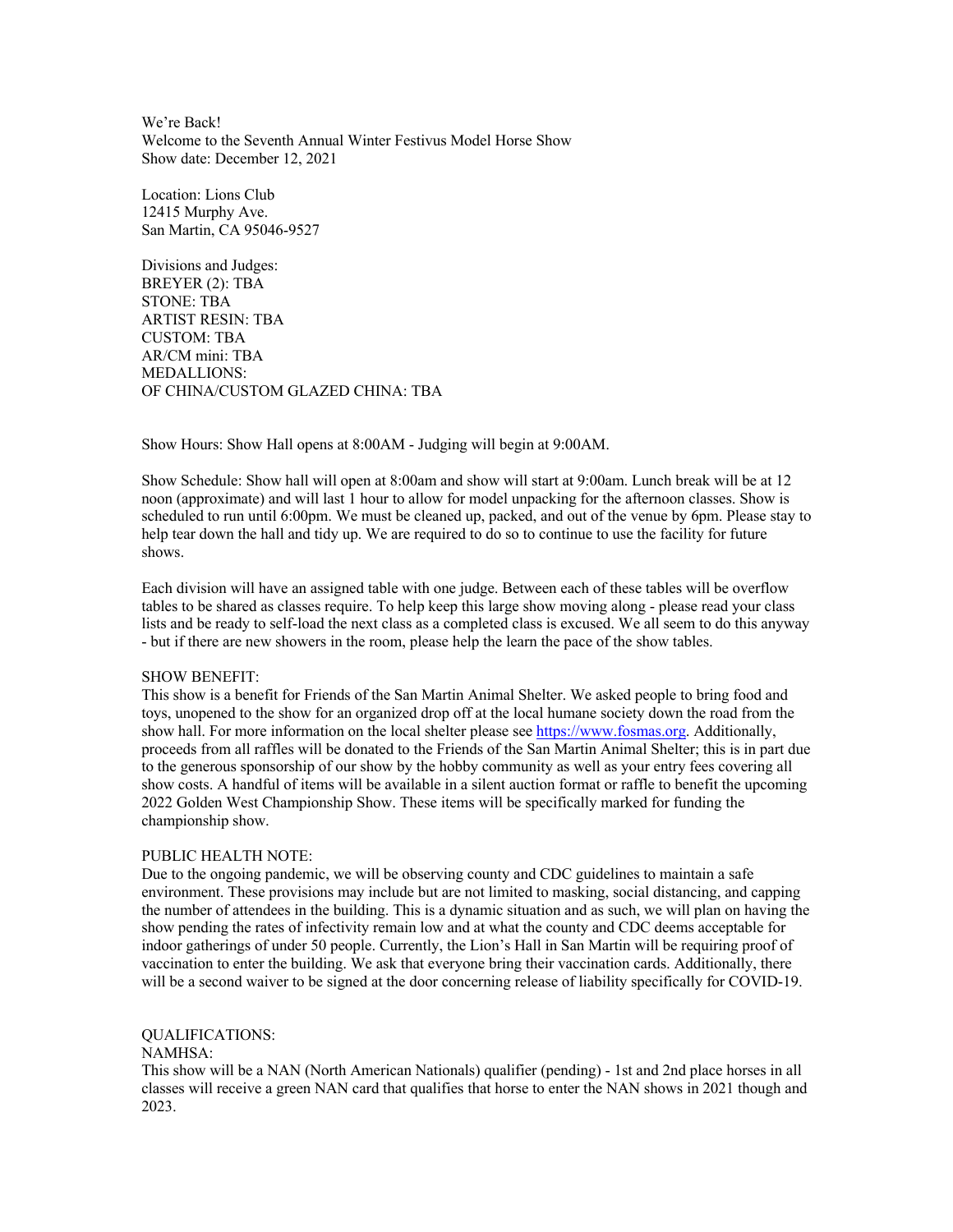We're Back!
Welcome to the Seventh Annual Winter Festivus Model Horse Show
Show date: December 12, 2021

Location: Lions Club
12415 Murphy Ave.
San Martin, CA 95046-9527

Divisions and Judges:
BREYER (2): TBA
STONE: TBA
ARTIST RESIN: TBA
CUSTOM: TBA
AR/CM mini: TBA
MEDALLIONS:
OF CHINA/CUSTOM GLAZED CHINA: TBA

Show Hours: Show Hall opens at 8:00AM - Judging will begin at 9:00AM.

Show Schedule: Show hall will open at 8:00am and show will start at 9:00am. Lunch break will be at 12 noon (approximate) and will last 1 hour to allow for model unpacking for the afternoon classes. Show is scheduled to run until 6:00pm. We must be cleaned up, packed, and out of the venue by 6pm. Please stay to help tear down the hall and tidy up. We are required to do so to continue to use the facility for future shows.

Each division will have an assigned table with one judge. Between each of these tables will be overflow tables to be shared as classes require. To help keep this large show moving along - please read your class lists and be ready to self-load the next class as a completed class is excused. We all seem to do this anyway - but if there are new showers in the room, please help the learn the pace of the show tables.

SHOW BENEFIT:
This show is a benefit for Friends of the San Martin Animal Shelter. We asked people to bring food and toys, unopened to the show for an organized drop off at the local humane society down the road from the show hall. For more information on the local shelter please see https://www.fosmas.org. Additionally, proceeds from all raffles will be donated to the Friends of the San Martin Animal Shelter; this is in part due to the generous sponsorship of our show by the hobby community as well as your entry fees covering all show costs. A handful of items will be available in a silent auction format or raffle to benefit the upcoming 2022 Golden West Championship Show. These items will be specifically marked for funding the championship show.

PUBLIC HEALTH NOTE:
Due to the ongoing pandemic, we will be observing county and CDC guidelines to maintain a safe environment. These provisions may include but are not limited to masking, social distancing, and capping the number of attendees in the building. This is a dynamic situation and as such, we will plan on having the show pending the rates of infectivity remain low and at what the county and CDC deems acceptable for indoor gatherings of under 50 people. Currently, the Lion's Hall in San Martin will be requiring proof of vaccination to enter the building. We ask that everyone bring their vaccination cards. Additionally, there will be a second waiver to be signed at the door concerning release of liability specifically for COVID-19.

QUALIFICATIONS:
NAMHSA:
This show will be a NAN (North American Nationals) qualifier (pending) - 1st and 2nd place horses in all classes will receive a green NAN card that qualifies that horse to enter the NAN shows in 2021 though and 2023.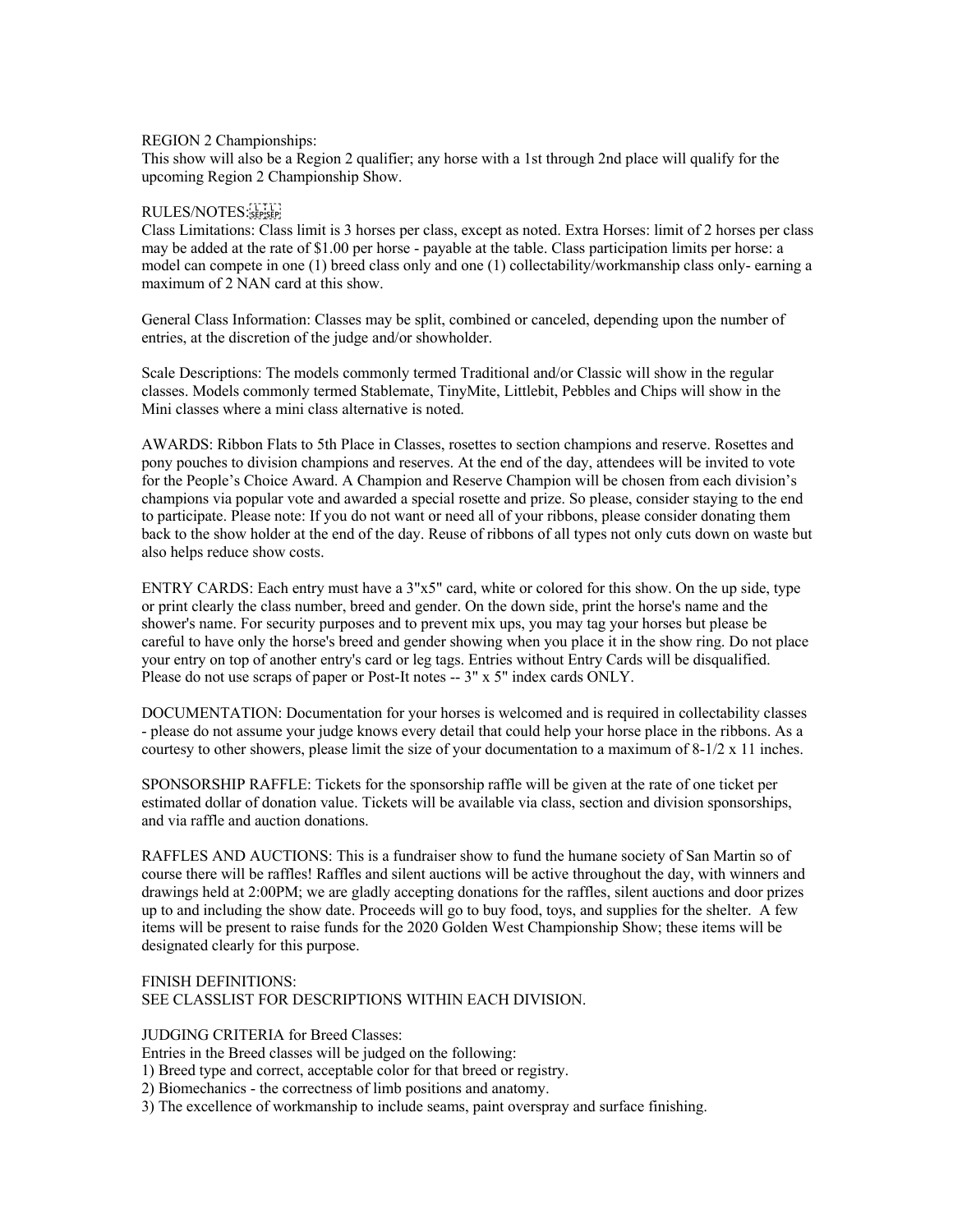REGION 2 Championships:
This show will also be a Region 2 qualifier; any horse with a 1st through 2nd place will qualify for the upcoming Region 2 Championship Show.

RULES/NOTES:
Class Limitations: Class limit is 3 horses per class, except as noted. Extra Horses: limit of 2 horses per class may be added at the rate of $1.00 per horse - payable at the table. Class participation limits per horse: a model can compete in one (1) breed class only and one (1) collectability/workmanship class only- earning a maximum of 2 NAN card at this show.

General Class Information: Classes may be split, combined or canceled, depending upon the number of entries, at the discretion of the judge and/or showholder.

Scale Descriptions: The models commonly termed Traditional and/or Classic will show in the regular classes. Models commonly termed Stablemate, TinyMite, Littlebit, Pebbles and Chips will show in the Mini classes where a mini class alternative is noted.

AWARDS: Ribbon Flats to 5th Place in Classes, rosettes to section champions and reserve. Rosettes and pony pouches to division champions and reserves. At the end of the day, attendees will be invited to vote for the People's Choice Award. A Champion and Reserve Champion will be chosen from each division's champions via popular vote and awarded a special rosette and prize. So please, consider staying to the end to participate. Please note: If you do not want or need all of your ribbons, please consider donating them back to the show holder at the end of the day. Reuse of ribbons of all types not only cuts down on waste but also helps reduce show costs.

ENTRY CARDS: Each entry must have a 3"x5" card, white or colored for this show. On the up side, type or print clearly the class number, breed and gender. On the down side, print the horse's name and the shower's name. For security purposes and to prevent mix ups, you may tag your horses but please be careful to have only the horse's breed and gender showing when you place it in the show ring. Do not place your entry on top of another entry's card or leg tags. Entries without Entry Cards will be disqualified. Please do not use scraps of paper or Post-It notes -- 3" x 5" index cards ONLY.

DOCUMENTATION: Documentation for your horses is welcomed and is required in collectability classes - please do not assume your judge knows every detail that could help your horse place in the ribbons. As a courtesy to other showers, please limit the size of your documentation to a maximum of 8-1/2 x 11 inches.

SPONSORSHIP RAFFLE: Tickets for the sponsorship raffle will be given at the rate of one ticket per estimated dollar of donation value. Tickets will be available via class, section and division sponsorships, and via raffle and auction donations.

RAFFLES AND AUCTIONS: This is a fundraiser show to fund the humane society of San Martin so of course there will be raffles! Raffles and silent auctions will be active throughout the day, with winners and drawings held at 2:00PM; we are gladly accepting donations for the raffles, silent auctions and door prizes up to and including the show date. Proceeds will go to buy food, toys, and supplies for the shelter. A few items will be present to raise funds for the 2020 Golden West Championship Show; these items will be designated clearly for this purpose.

FINISH DEFINITIONS:
SEE CLASSLIST FOR DESCRIPTIONS WITHIN EACH DIVISION.

JUDGING CRITERIA for Breed Classes:
Entries in the Breed classes will be judged on the following:
1) Breed type and correct, acceptable color for that breed or registry.
2) Biomechanics - the correctness of limb positions and anatomy.
3) The excellence of workmanship to include seams, paint overspray and surface finishing.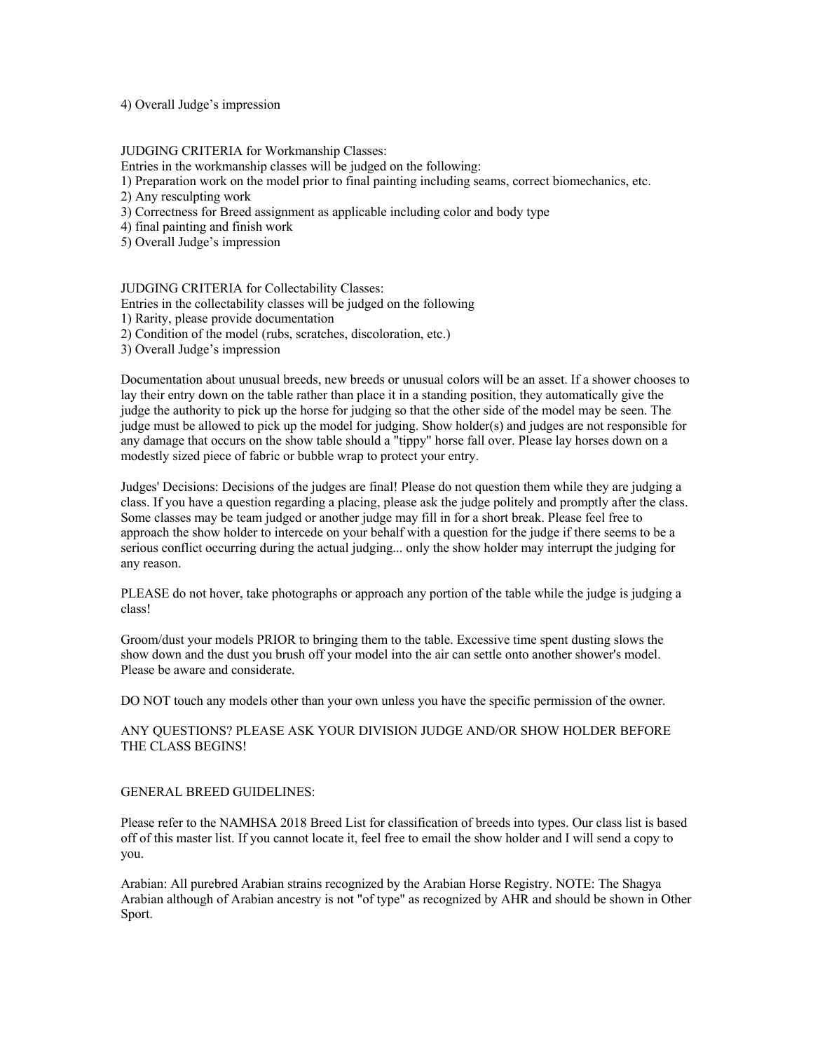4) Overall Judge's impression

JUDGING CRITERIA for Workmanship Classes:
Entries in the workmanship classes will be judged on the following:
1) Preparation work on the model prior to final painting including seams, correct biomechanics, etc.
2) Any resculpting work
3) Correctness for Breed assignment as applicable including color and body type
4) final painting and finish work
5) Overall Judge's impression

JUDGING CRITERIA for Collectability Classes:
Entries in the collectability classes will be judged on the following
1) Rarity, please provide documentation
2) Condition of the model (rubs, scratches, discoloration, etc.)
3) Overall Judge's impression

Documentation about unusual breeds, new breeds or unusual colors will be an asset. If a shower chooses to lay their entry down on the table rather than place it in a standing position, they automatically give the judge the authority to pick up the horse for judging so that the other side of the model may be seen. The judge must be allowed to pick up the model for judging. Show holder(s) and judges are not responsible for any damage that occurs on the show table should a "tippy" horse fall over. Please lay horses down on a modestly sized piece of fabric or bubble wrap to protect your entry.

Judges' Decisions: Decisions of the judges are final! Please do not question them while they are judging a class. If you have a question regarding a placing, please ask the judge politely and promptly after the class. Some classes may be team judged or another judge may fill in for a short break. Please feel free to approach the show holder to intercede on your behalf with a question for the judge if there seems to be a serious conflict occurring during the actual judging... only the show holder may interrupt the judging for any reason.

PLEASE do not hover, take photographs or approach any portion of the table while the judge is judging a class!

Groom/dust your models PRIOR to bringing them to the table. Excessive time spent dusting slows the show down and the dust you brush off your model into the air can settle onto another shower's model. Please be aware and considerate.

DO NOT touch any models other than your own unless you have the specific permission of the owner.

ANY QUESTIONS? PLEASE ASK YOUR DIVISION JUDGE AND/OR SHOW HOLDER BEFORE THE CLASS BEGINS!

GENERAL BREED GUIDELINES:

Please refer to the NAMHSA 2018 Breed List for classification of breeds into types. Our class list is based off of this master list. If you cannot locate it, feel free to email the show holder and I will send a copy to you.

Arabian: All purebred Arabian strains recognized by the Arabian Horse Registry. NOTE: The Shagya Arabian although of Arabian ancestry is not "of type" as recognized by AHR and should be shown in Other Sport.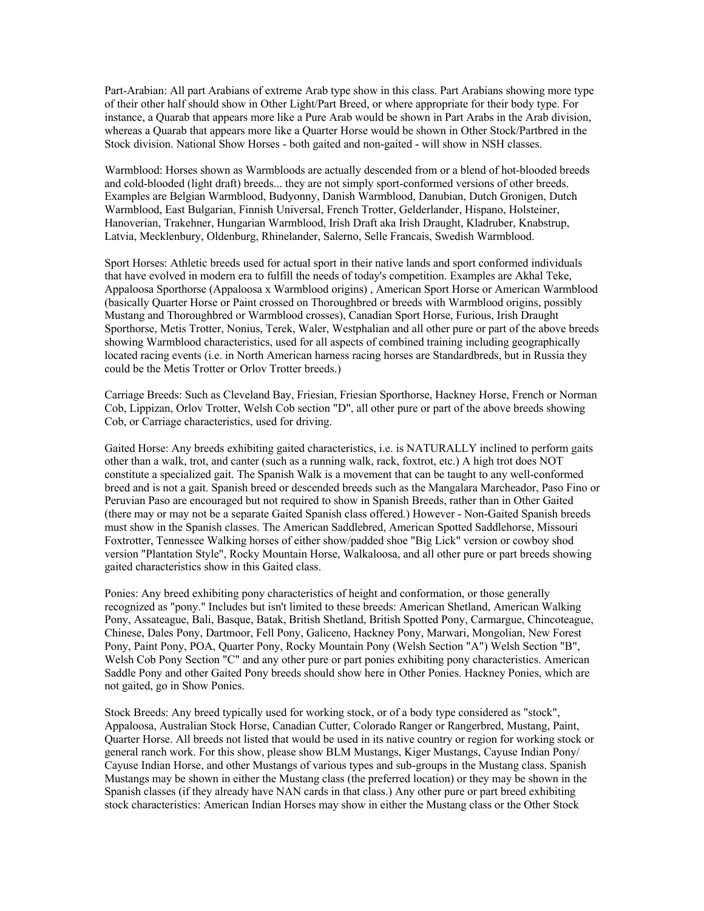Part-Arabian: All part Arabians of extreme Arab type show in this class. Part Arabians showing more type of their other half should show in Other Light/Part Breed, or where appropriate for their body type. For instance, a Quarab that appears more like a Pure Arab would be shown in Part Arabs in the Arab division, whereas a Quarab that appears more like a Quarter Horse would be shown in Other Stock/Partbred in the Stock division. National Show Horses - both gaited and non-gaited - will show in NSH classes.

Warmblood: Horses shown as Warmbloods are actually descended from or a blend of hot-blooded breeds and cold-blooded (light draft) breeds... they are not simply sport-conformed versions of other breeds. Examples are Belgian Warmblood, Budyonny, Danish Warmblood, Danubian, Dutch Gronigen, Dutch Warmblood, East Bulgarian, Finnish Universal, French Trotter, Gelderlander, Hispano, Holsteiner, Hanoverian, Trakehner, Hungarian Warmblood, Irish Draft aka Irish Draught, Kladruber, Knabstrup, Latvia, Mecklenbury, Oldenburg, Rhinelander, Salerno, Selle Francais, Swedish Warmblood.

Sport Horses: Athletic breeds used for actual sport in their native lands and sport conformed individuals that have evolved in modern era to fulfill the needs of today's competition. Examples are Akhal Teke, Appaloosa Sporthorse (Appaloosa x Warmblood origins) , American Sport Horse or American Warmblood (basically Quarter Horse or Paint crossed on Thoroughbred or breeds with Warmblood origins, possibly Mustang and Thoroughbred or Warmblood crosses), Canadian Sport Horse, Furious, Irish Draught Sporthorse, Metis Trotter, Nonius, Terek, Waler, Westphalian and all other pure or part of the above breeds showing Warmblood characteristics, used for all aspects of combined training including geographically located racing events (i.e. in North American harness racing horses are Standardbreds, but in Russia they could be the Metis Trotter or Orlov Trotter breeds.)

Carriage Breeds: Such as Cleveland Bay, Friesian, Friesian Sporthorse, Hackney Horse, French or Norman Cob, Lippizan, Orlov Trotter, Welsh Cob section "D", all other pure or part of the above breeds showing Cob, or Carriage characteristics, used for driving.

Gaited Horse: Any breeds exhibiting gaited characteristics, i.e. is NATURALLY inclined to perform gaits other than a walk, trot, and canter (such as a running walk, rack, foxtrot, etc.) A high trot does NOT constitute a specialized gait. The Spanish Walk is a movement that can be taught to any well-conformed breed and is not a gait. Spanish breed or descended breeds such as the Mangalara Marcheador, Paso Fino or Peruvian Paso are encouraged but not required to show in Spanish Breeds, rather than in Other Gaited (there may or may not be a separate Gaited Spanish class offered.) However - Non-Gaited Spanish breeds must show in the Spanish classes. The American Saddlebred, American Spotted Saddlehorse, Missouri Foxtrotter, Tennessee Walking horses of either show/padded shoe "Big Lick" version or cowboy shod version "Plantation Style", Rocky Mountain Horse, Walkaloosa, and all other pure or part breeds showing gaited characteristics show in this Gaited class.

Ponies: Any breed exhibiting pony characteristics of height and conformation, or those generally recognized as "pony." Includes but isn't limited to these breeds: American Shetland, American Walking Pony, Assateague, Bali, Basque, Batak, British Shetland, British Spotted Pony, Carmargue, Chincoteague, Chinese, Dales Pony, Dartmoor, Fell Pony, Galiceno, Hackney Pony, Marwari, Mongolian, New Forest Pony, Paint Pony, POA, Quarter Pony, Rocky Mountain Pony (Welsh Section "A") Welsh Section "B", Welsh Cob Pony Section "C" and any other pure or part ponies exhibiting pony characteristics. American Saddle Pony and other Gaited Pony breeds should show here in Other Ponies. Hackney Ponies, which are not gaited, go in Show Ponies.

Stock Breeds: Any breed typically used for working stock, or of a body type considered as "stock", Appaloosa, Australian Stock Horse, Canadian Cutter, Colorado Ranger or Rangerbred, Mustang, Paint, Quarter Horse. All breeds not listed that would be used in its native country or region for working stock or general ranch work. For this show, please show BLM Mustangs, Kiger Mustangs, Cayuse Indian Pony/ Cayuse Indian Horse, and other Mustangs of various types and sub-groups in the Mustang class. Spanish Mustangs may be shown in either the Mustang class (the preferred location) or they may be shown in the Spanish classes (if they already have NAN cards in that class.) Any other pure or part breed exhibiting stock characteristics: American Indian Horses may show in either the Mustang class or the Other Stock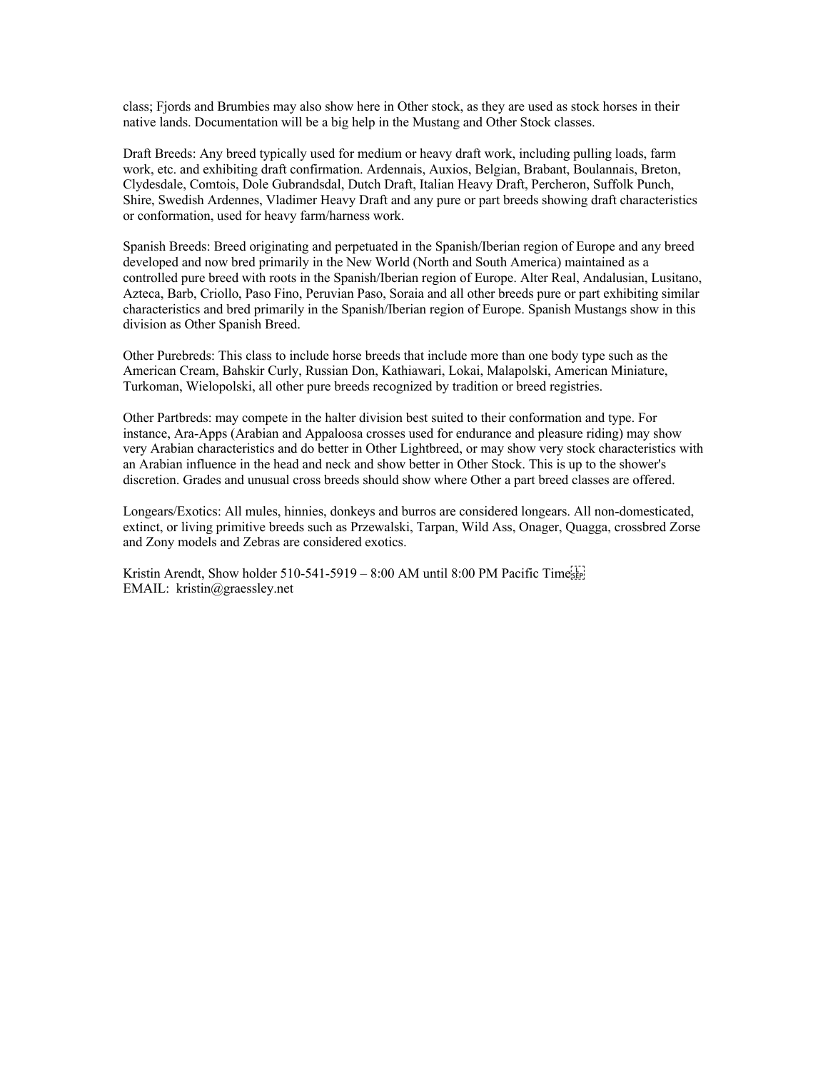class; Fjords and Brumbies may also show here in Other stock, as they are used as stock horses in their native lands. Documentation will be a big help in the Mustang and Other Stock classes.

Draft Breeds: Any breed typically used for medium or heavy draft work, including pulling loads, farm work, etc. and exhibiting draft confirmation. Ardennais, Auxios, Belgian, Brabant, Boulannais, Breton, Clydesdale, Comtois, Dole Gubrandsdal, Dutch Draft, Italian Heavy Draft, Percheron, Suffolk Punch, Shire, Swedish Ardennes, Vladimer Heavy Draft and any pure or part breeds showing draft characteristics or conformation, used for heavy farm/harness work.

Spanish Breeds: Breed originating and perpetuated in the Spanish/Iberian region of Europe and any breed developed and now bred primarily in the New World (North and South America) maintained as a controlled pure breed with roots in the Spanish/Iberian region of Europe. Alter Real, Andalusian, Lusitano, Azteca, Barb, Criollo, Paso Fino, Peruvian Paso, Soraia and all other breeds pure or part exhibiting similar characteristics and bred primarily in the Spanish/Iberian region of Europe. Spanish Mustangs show in this division as Other Spanish Breed.

Other Purebreds: This class to include horse breeds that include more than one body type such as the American Cream, Bahskir Curly, Russian Don, Kathiawari, Lokai, Malapolski, American Miniature, Turkoman, Wielopolski, all other pure breeds recognized by tradition or breed registries.

Other Partbreds: may compete in the halter division best suited to their conformation and type. For instance, Ara-Apps (Arabian and Appaloosa crosses used for endurance and pleasure riding) may show very Arabian characteristics and do better in Other Lightbreed, or may show very stock characteristics with an Arabian influence in the head and neck and show better in Other Stock. This is up to the shower's discretion. Grades and unusual cross breeds should show where Other a part breed classes are offered.

Longears/Exotics: All mules, hinnies, donkeys and burros are considered longears. All non-domesticated, extinct, or living primitive breeds such as Przewalski, Tarpan, Wild Ass, Onager, Quagga, crossbred Zorse and Zony models and Zebras are considered exotics.

Kristin Arendt, Show holder 510-541-5919 – 8:00 AM until 8:00 PM Pacific Time
EMAIL: kristin@graessley.net